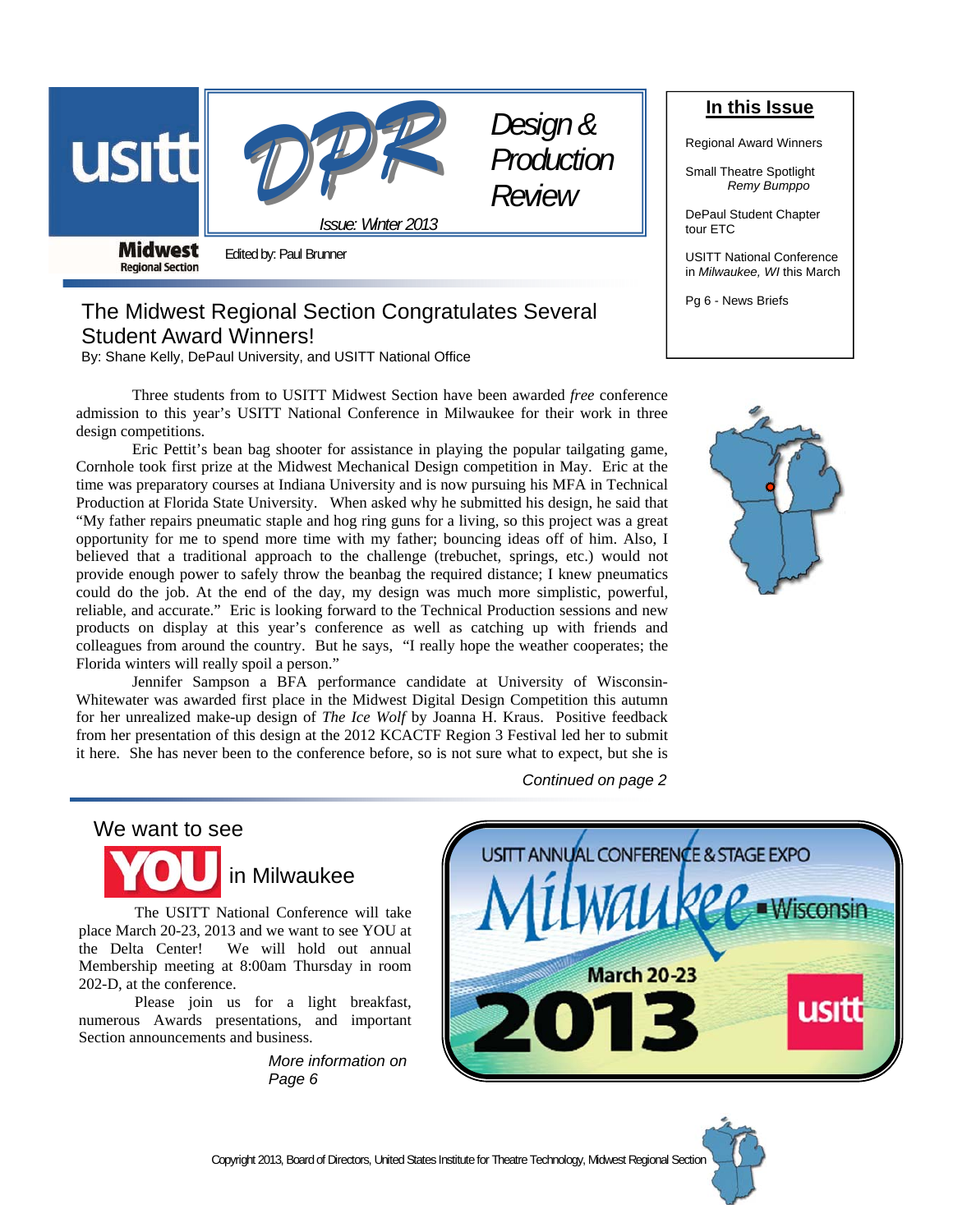# DPR Design & Production Review

Issue: Winter 2013

usitt Midwest Regional Section

Edited by: Paul Brunner

## In this Issue

- Regional Award Winners
- Small Theatre Spotlight *Remy Bumppo*
- DePaul Student Chapter tour ETC
- USITT National Conference in *Milwaukee, WI* this March
- Pg 6 - News Briefs

## The Midwest Regional Section Congratulates Several Student Award Winners!

By: Shane Kelly, DePaul University, and USITT National Office

Three students from to USITT Midwest Section have been awarded *free* conference admission to this year's USITT National Conference in Milwaukee for their work in three design competitions.

Eric Pettit's bean bag shooter for assistance in playing the popular tailgating game, Cornhole took first prize at the Midwest Mechanical Design competition in May. Eric at the time was preparatory courses at Indiana University and is now pursuing his MFA in Technical Production at Florida State University. When asked why he submitted his design, he said that "My father repairs pneumatic staple and hog ring guns for a living, so this project was a great opportunity for me to spend more time with my father; bouncing ideas off of him. Also, I believed that a traditional approach to the challenge (trebuchet, springs, etc.) would not provide enough power to safely throw the beanbag the required distance; I knew pneumatics could do the job. At the end of the day, my design was much more simplistic, powerful, reliable, and accurate." Eric is looking forward to the Technical Production sessions and new products on display at this year's conference as well as catching up with friends and colleagues from around the country. But he says, "I really hope the weather cooperates; the Florida winters will really spoil a person."

Jennifer Sampson a BFA performance candidate at University of Wisconsin-Whitewater was awarded first place in the Midwest Digital Design Competition this autumn for her unrealized make-up design of *The Ice Wolf* by Joanna H. Kraus. Positive feedback from her presentation of this design at the 2012 KCACTF Region 3 Festival led her to submit it here. She has never been to the conference before, so is not sure what to expect, but she is

*Continued on page 2*

## We want to see YOU in Milwaukee

The USITT National Conference will take place March 20-23, 2013 and we want to see YOU at the Delta Center! We will hold out annual Membership meeting at 8:00am Thursday in room 202-D, at the conference.

Please join us for a light breakfast, numerous Awards presentations, and important Section announcements and business.

*More information on Page 6*

USITT ANNUAL CONFERENCE & STAGE EXPO
Milwaukee ▪ Wisconsin
March 20-23
2013
usitt

Copyright 2013, Board of Directors, United States Institute for Theatre Technology, Midwest Regional Section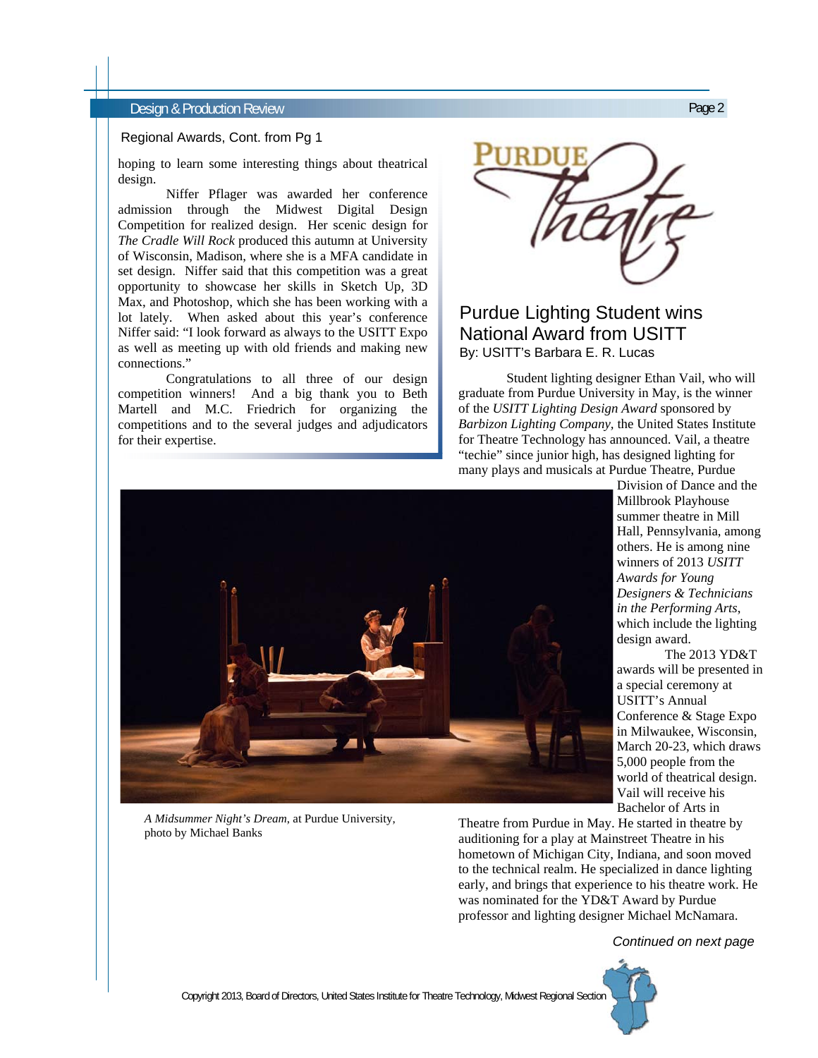Regional Awards, Cont. from Pg 1

hoping to learn some interesting things about theatrical design.

Niffer Pflager was awarded her conference admission through the Midwest Digital Design Competition for realized design. Her scenic design for *The Cradle Will Rock* produced this autumn at University of Wisconsin, Madison, where she is a MFA candidate in set design. Niffer said that this competition was a great opportunity to showcase her skills in Sketch Up, 3D Max, and Photoshop, which she has been working with a lot lately. When asked about this year's conference Niffer said: "I look forward as always to the USITT Expo as well as meeting up with old friends and making new connections."

Congratulations to all three of our design competition winners! And a big thank you to Beth Martell and M.C. Friedrich for organizing the competitions and to the several judges and adjudicators for their expertise.

## Purdue Lighting Student wins National Award from USITT

By: USITT's Barbara E. R. Lucas

Student lighting designer Ethan Vail, who will graduate from Purdue University in May, is the winner of the *USITT Lighting Design Award* sponsored by *Barbizon Lighting Company*, the United States Institute for Theatre Technology has announced. Vail, a theatre "techie" since junior high, has designed lighting for many plays and musicals at Purdue Theatre, Purdue Division of Dance and the Millbrook Playhouse summer theatre in Mill Hall, Pennsylvania, among others. He is among nine winners of 2013 *USITT Awards for Young Designers & Technicians in the Performing Arts*, which include the lighting design award.

The 2013 YD&T awards will be presented in a special ceremony at USITT's Annual Conference & Stage Expo in Milwaukee, Wisconsin, March 20-23, which draws 5,000 people from the world of theatrical design. Vail will receive his Bachelor of Arts in Theatre from Purdue in May. He started in theatre by auditioning for a play at Mainstreet Theatre in his hometown of Michigan City, Indiana, and soon moved to the technical realm. He specialized in dance lighting early, and brings that experience to his theatre work. He was nominated for the YD&T Award by Purdue professor and lighting designer Michael McNamara.

*A Midsummer Night's Dream*, at Purdue University, photo by Michael Banks

*Continued on next page*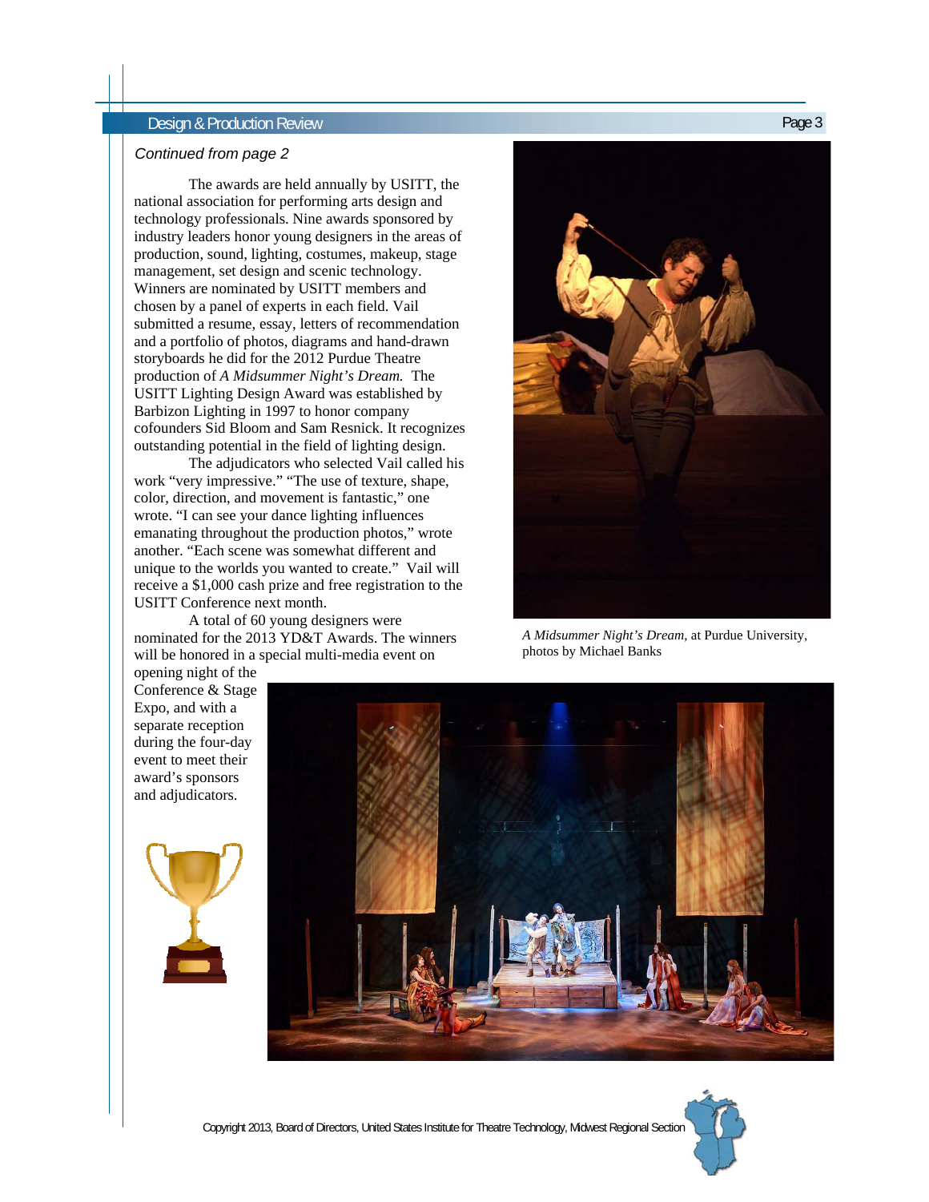*Continued from page 2*

The awards are held annually by USITT, the national association for performing arts design and technology professionals. Nine awards sponsored by industry leaders honor young designers in the areas of production, sound, lighting, costumes, makeup, stage management, set design and scenic technology. Winners are nominated by USITT members and chosen by a panel of experts in each field. Vail submitted a resume, essay, letters of recommendation and a portfolio of photos, diagrams and hand-drawn storyboards he did for the 2012 Purdue Theatre production of *A Midsummer Night's Dream.* The USITT Lighting Design Award was established by Barbizon Lighting in 1997 to honor company cofounders Sid Bloom and Sam Resnick. It recognizes outstanding potential in the field of lighting design.

The adjudicators who selected Vail called his work "very impressive." "The use of texture, shape, color, direction, and movement is fantastic," one wrote. "I can see your dance lighting influences emanating throughout the production photos," wrote another. "Each scene was somewhat different and unique to the worlds you wanted to create." Vail will receive a $1,000 cash prize and free registration to the USITT Conference next month.

A total of 60 young designers were nominated for the 2013 YD&T Awards. The winners will be honored in a special multi-media event on opening night of the Conference & Stage Expo, and with a separate reception during the four-day event to meet their award's sponsors and adjudicators.

*A Midsummer Night's Dream*, at Purdue University, photos by Michael Banks

Copyright 2013, Board of Directors, United States Institute for Theatre Technology, Midwest Regional Section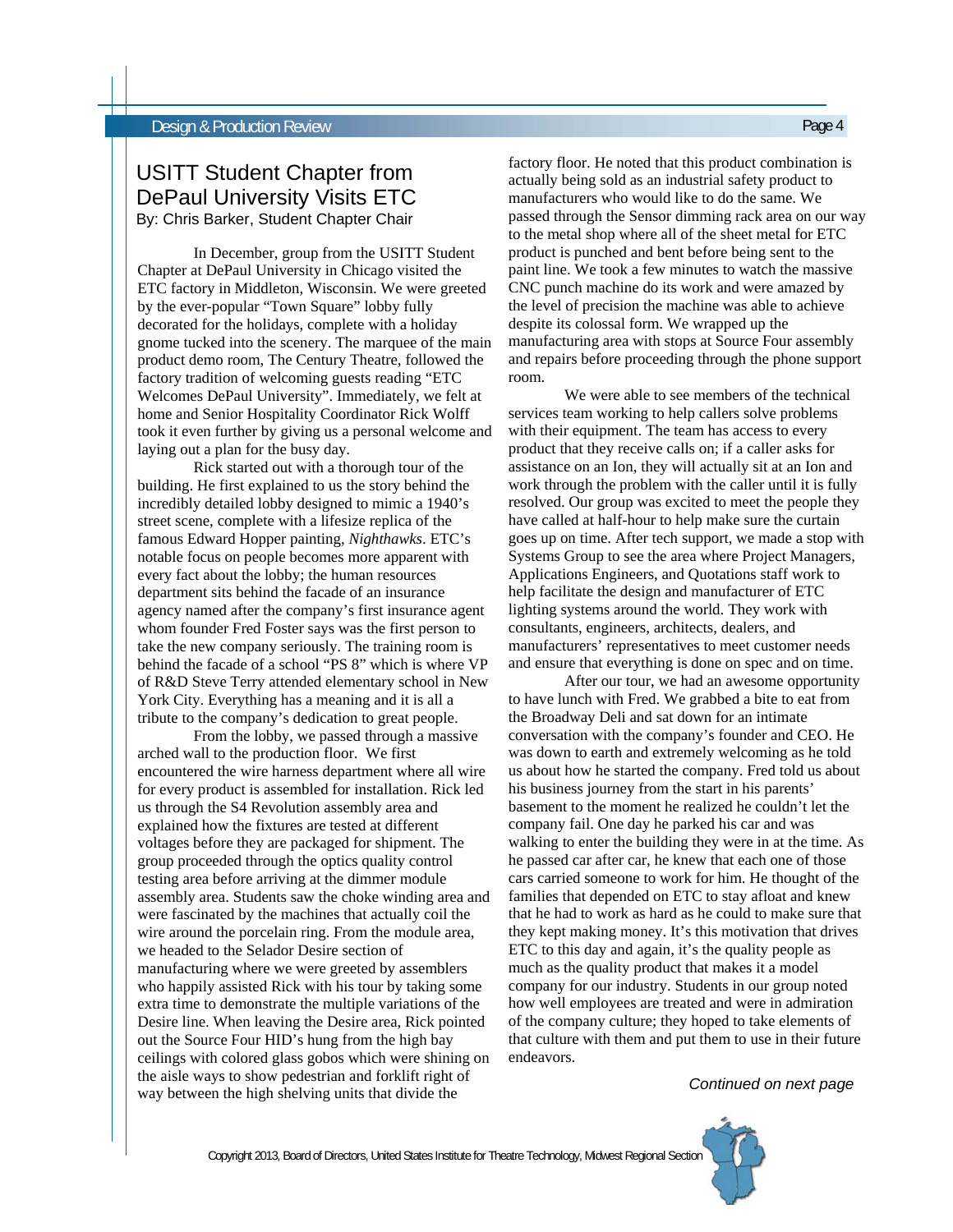## USITT Student Chapter from DePaul University Visits ETC

By: Chris Barker, Student Chapter Chair

In December, group from the USITT Student Chapter at DePaul University in Chicago visited the ETC factory in Middleton, Wisconsin. We were greeted by the ever-popular "Town Square" lobby fully decorated for the holidays, complete with a holiday gnome tucked into the scenery. The marquee of the main product demo room, The Century Theatre, followed the factory tradition of welcoming guests reading "ETC Welcomes DePaul University". Immediately, we felt at home and Senior Hospitality Coordinator Rick Wolff took it even further by giving us a personal welcome and laying out a plan for the busy day.

Rick started out with a thorough tour of the building. He first explained to us the story behind the incredibly detailed lobby designed to mimic a 1940's street scene, complete with a lifesize replica of the famous Edward Hopper painting, *Nighthawks*. ETC's notable focus on people becomes more apparent with every fact about the lobby; the human resources department sits behind the facade of an insurance agency named after the company's first insurance agent whom founder Fred Foster says was the first person to take the new company seriously. The training room is behind the facade of a school "PS 8" which is where VP of R&D Steve Terry attended elementary school in New York City. Everything has a meaning and it is all a tribute to the company's dedication to great people.

From the lobby, we passed through a massive arched wall to the production floor. We first encountered the wire harness department where all wire for every product is assembled for installation. Rick led us through the S4 Revolution assembly area and explained how the fixtures are tested at different voltages before they are packaged for shipment. The group proceeded through the optics quality control testing area before arriving at the dimmer module assembly area. Students saw the choke winding area and were fascinated by the machines that actually coil the wire around the porcelain ring. From the module area, we headed to the Selador Desire section of manufacturing where we were greeted by assemblers who happily assisted Rick with his tour by taking some extra time to demonstrate the multiple variations of the Desire line. When leaving the Desire area, Rick pointed out the Source Four HID's hung from the high bay ceilings with colored glass gobos which were shining on the aisle ways to show pedestrian and forklift right of way between the high shelving units that divide the factory floor. He noted that this product combination is actually being sold as an industrial safety product to manufacturers who would like to do the same. We passed through the Sensor dimming rack area on our way to the metal shop where all of the sheet metal for ETC product is punched and bent before being sent to the paint line. We took a few minutes to watch the massive CNC punch machine do its work and were amazed by the level of precision the machine was able to achieve despite its colossal form. We wrapped up the manufacturing area with stops at Source Four assembly and repairs before proceeding through the phone support room.

We were able to see members of the technical services team working to help callers solve problems with their equipment. The team has access to every product that they receive calls on; if a caller asks for assistance on an Ion, they will actually sit at an Ion and work through the problem with the caller until it is fully resolved. Our group was excited to meet the people they have called at half-hour to help make sure the curtain goes up on time. After tech support, we made a stop with Systems Group to see the area where Project Managers, Applications Engineers, and Quotations staff work to help facilitate the design and manufacturer of ETC lighting systems around the world. They work with consultants, engineers, architects, dealers, and manufacturers' representatives to meet customer needs and ensure that everything is done on spec and on time.

After our tour, we had an awesome opportunity to have lunch with Fred. We grabbed a bite to eat from the Broadway Deli and sat down for an intimate conversation with the company's founder and CEO. He was down to earth and extremely welcoming as he told us about how he started the company. Fred told us about his business journey from the start in his parents' basement to the moment he realized he couldn't let the company fail. One day he parked his car and was walking to enter the building they were in at the time. As he passed car after car, he knew that each one of those cars carried someone to work for him. He thought of the families that depended on ETC to stay afloat and knew that he had to work as hard as he could to make sure that they kept making money. It's this motivation that drives ETC to this day and again, it's the quality people as much as the quality product that makes it a model company for our industry. Students in our group noted how well employees are treated and were in admiration of the company culture; they hoped to take elements of that culture with them and put them to use in their future endeavors.

*Continued on next page*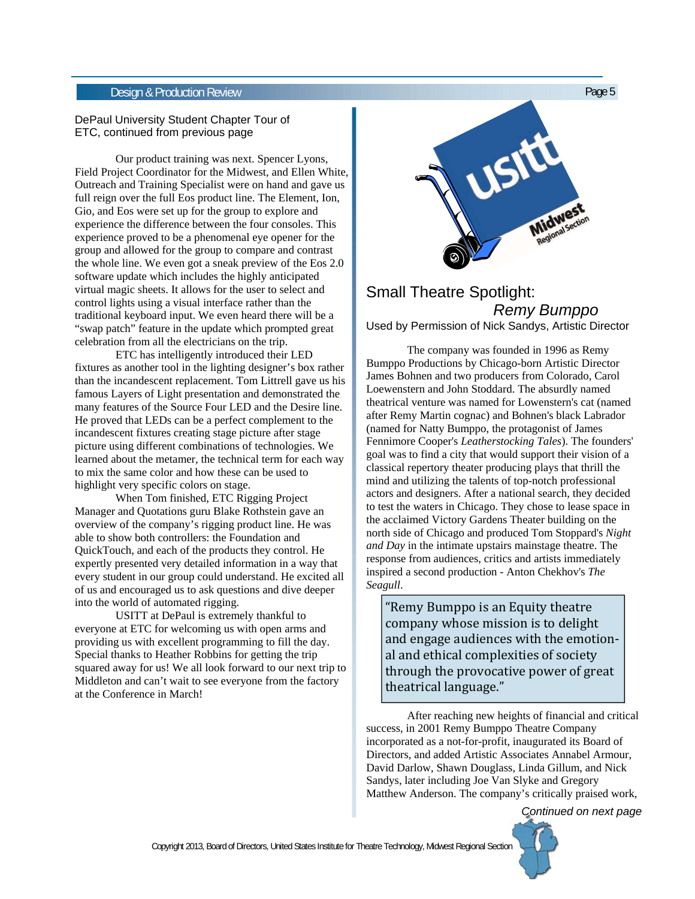DePaul University Student Chapter Tour of ETC, continued from previous page

Our product training was next. Spencer Lyons, Field Project Coordinator for the Midwest, and Ellen White, Outreach and Training Specialist were on hand and gave us full reign over the full Eos product line. The Element, Ion, Gio, and Eos were set up for the group to explore and experience the difference between the four consoles. This experience proved to be a phenomenal eye opener for the group and allowed for the group to compare and contrast the whole line. We even got a sneak preview of the Eos 2.0 software update which includes the highly anticipated virtual magic sheets. It allows for the user to select and control lights using a visual interface rather than the traditional keyboard input. We even heard there will be a "swap patch" feature in the update which prompted great celebration from all the electricians on the trip.

ETC has intelligently introduced their LED fixtures as another tool in the lighting designer's box rather than the incandescent replacement. Tom Littrell gave us his famous Layers of Light presentation and demonstrated the many features of the Source Four LED and the Desire line. He proved that LEDs can be a perfect complement to the incandescent fixtures creating stage picture after stage picture using different combinations of technologies. We learned about the metamer, the technical term for each way to mix the same color and how these can be used to highlight very specific colors on stage.

When Tom finished, ETC Rigging Project Manager and Quotations guru Blake Rothstein gave an overview of the company's rigging product line. He was able to show both controllers: the Foundation and QuickTouch, and each of the products they control. He expertly presented very detailed information in a way that every student in our group could understand. He excited all of us and encouraged us to ask questions and dive deeper into the world of automated rigging.

USITT at DePaul is extremely thankful to everyone at ETC for welcoming us with open arms and providing us with excellent programming to fill the day. Special thanks to Heather Robbins for getting the trip squared away for us! We all look forward to our next trip to Middleton and can't wait to see everyone from the factory at the Conference in March!

## Small Theatre Spotlight: *Remy Bumppo*

Used by Permission of Nick Sandys, Artistic Director

The company was founded in 1996 as Remy Bumppo Productions by Chicago-born Artistic Director James Bohnen and two producers from Colorado, Carol Loewenstern and John Stoddard. The absurdly named theatrical venture was named for Lowenstern's cat (named after Remy Martin cognac) and Bohnen's black Labrador (named for Natty Bumppo, the protagonist of James Fennimore Cooper's *Leatherstocking Tales*). The founders' goal was to find a city that would support their vision of a classical repertory theater producing plays that thrill the mind and utilizing the talents of top-notch professional actors and designers. After a national search, they decided to test the waters in Chicago. They chose to lease space in the acclaimed Victory Gardens Theater building on the north side of Chicago and produced Tom Stoppard's *Night and Day* in the intimate upstairs mainstage theatre. The response from audiences, critics and artists immediately inspired a second production - Anton Chekhov's *The Seagull*.

> "Remy Bumppo is an Equity theatre company whose mission is to delight and engage audiences with the emotional and ethical complexities of society through the provocative power of great theatrical language."

After reaching new heights of financial and critical success, in 2001 Remy Bumppo Theatre Company incorporated as a not-for-profit, inaugurated its Board of Directors, and added Artistic Associates Annabel Armour, David Darlow, Shawn Douglass, Linda Gillum, and Nick Sandys, later including Joe Van Slyke and Gregory Matthew Anderson. The company's critically praised work,

*Continued on next page*

Copyright 2013, Board of Directors, United States Institute for Theatre Technology, Midwest Regional Section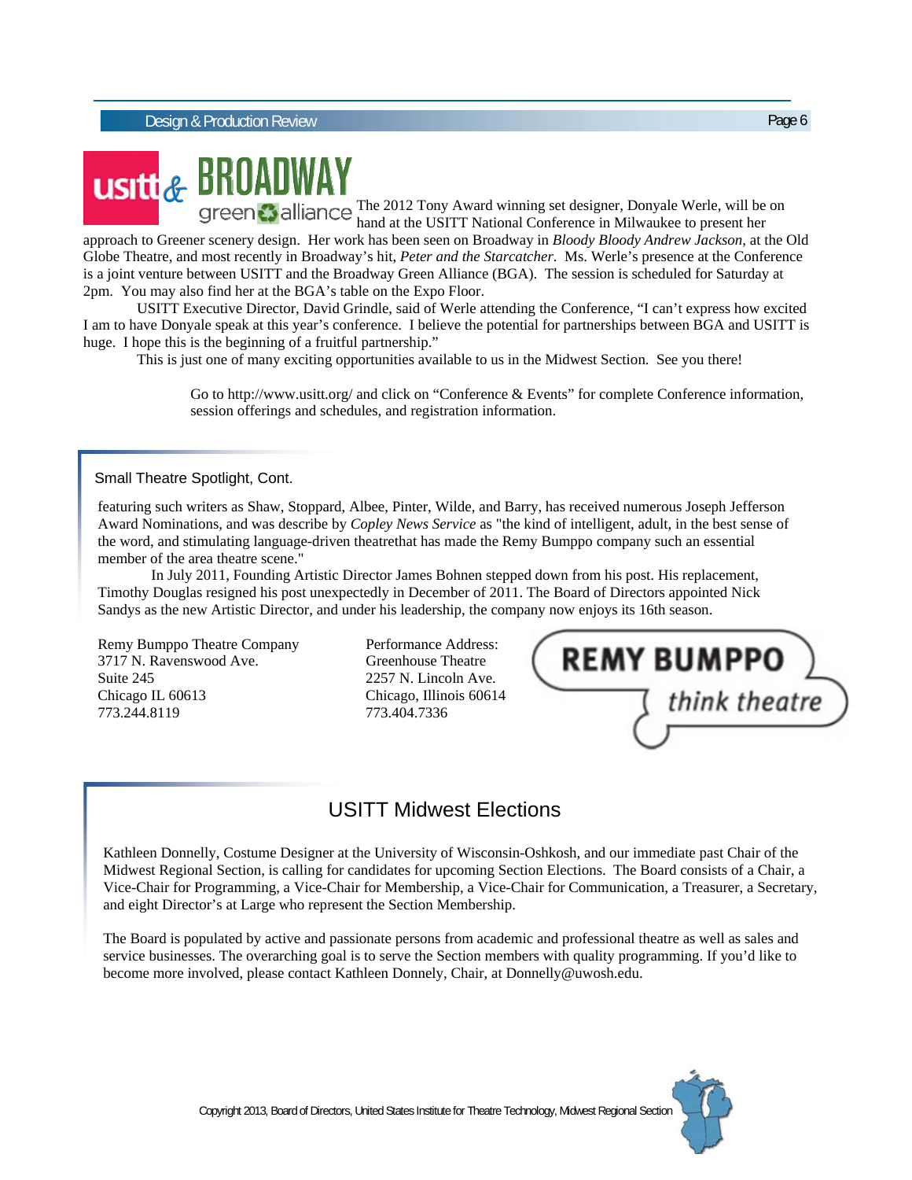usitt & BROADWAY green alliance

The 2012 Tony Award winning set designer, Donyale Werle, will be on hand at the USITT National Conference in Milwaukee to present her approach to Greener scenery design. Her work has been seen on Broadway in *Bloody Bloody Andrew Jackson*, at the Old Globe Theatre, and most recently in Broadway's hit, *Peter and the Starcatcher*. Ms. Werle's presence at the Conference is a joint venture between USITT and the Broadway Green Alliance (BGA). The session is scheduled for Saturday at 2pm. You may also find her at the BGA's table on the Expo Floor.

USITT Executive Director, David Grindle, said of Werle attending the Conference, "I can't express how excited I am to have Donyale speak at this year's conference. I believe the potential for partnerships between BGA and USITT is huge. I hope this is the beginning of a fruitful partnership."

This is just one of many exciting opportunities available to us in the Midwest Section. See you there!

Go to http://www.usitt.org/ and click on "Conference & Events" for complete Conference information, session offerings and schedules, and registration information.

## Small Theatre Spotlight, Cont.

featuring such writers as Shaw, Stoppard, Albee, Pinter, Wilde, and Barry, has received numerous Joseph Jefferson Award Nominations, and was describe by *Copley News Service* as "the kind of intelligent, adult, in the best sense of the word, and stimulating language-driven theatrethat has made the Remy Bumppo company such an essential member of the area theatre scene."

In July 2011, Founding Artistic Director James Bohnen stepped down from his post. His replacement, Timothy Douglas resigned his post unexpectedly in December of 2011. The Board of Directors appointed Nick Sandys as the new Artistic Director, and under his leadership, the company now enjoys its 16th season.

Remy Bumppo Theatre Company
3717 N. Ravenswood Ave.
Suite 245
Chicago IL 60613
773.244.8119

Performance Address:
Greenhouse Theatre
2257 N. Lincoln Ave.
Chicago, Illinois 60614
773.404.7336

REMY BUMPPO
think theatre

## USITT Midwest Elections

Kathleen Donnelly, Costume Designer at the University of Wisconsin-Oshkosh, and our immediate past Chair of the Midwest Regional Section, is calling for candidates for upcoming Section Elections. The Board consists of a Chair, a Vice-Chair for Programming, a Vice-Chair for Membership, a Vice-Chair for Communication, a Treasurer, a Secretary, and eight Director's at Large who represent the Section Membership.

The Board is populated by active and passionate persons from academic and professional theatre as well as sales and service businesses. The overarching goal is to serve the Section members with quality programming. If you'd like to become more involved, please contact Kathleen Donnely, Chair, at Donnelly@uwosh.edu.

Copyright 2013, Board of Directors, United States Institute for Theatre Technology, Midwest Regional Section